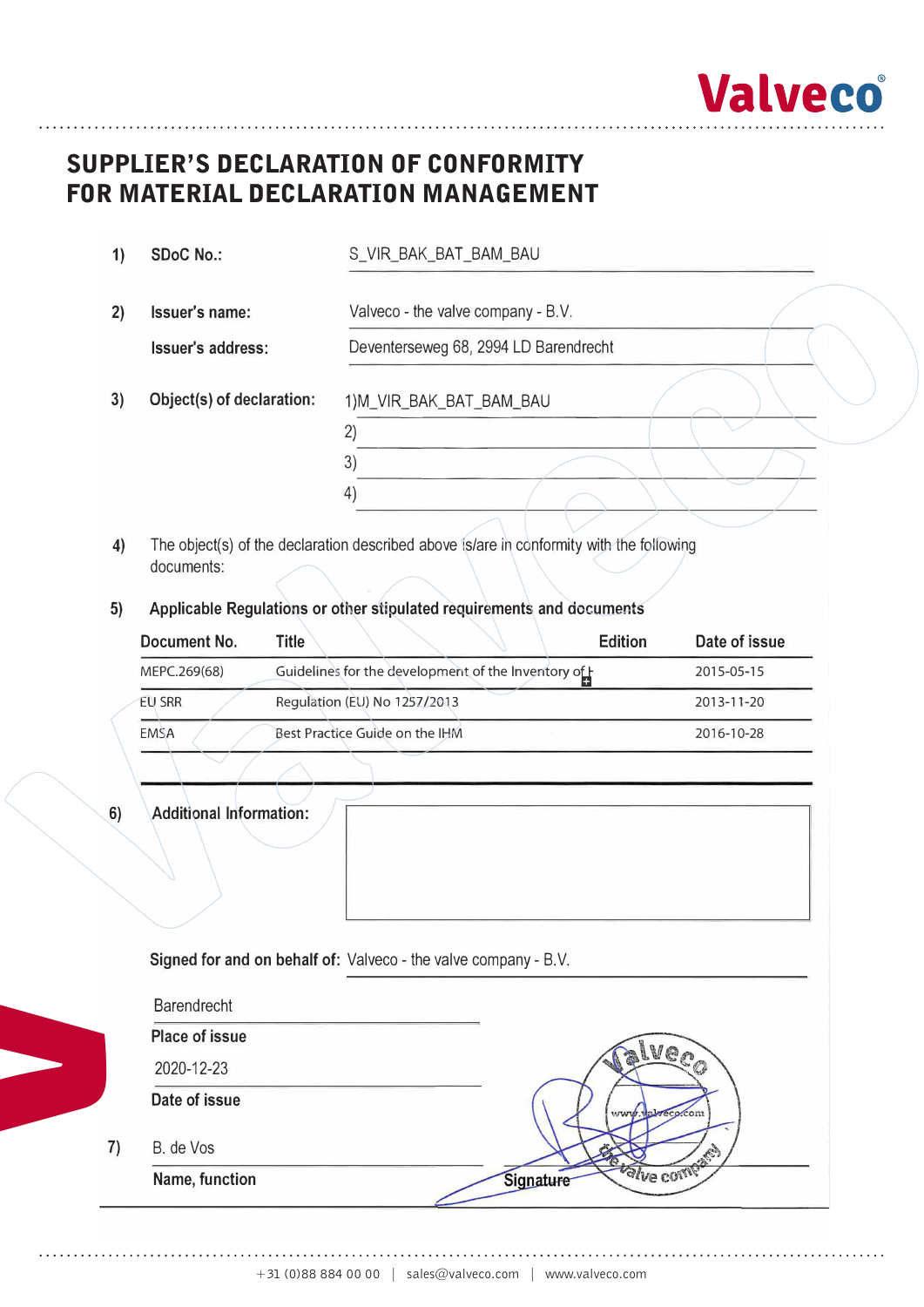# SUPPLIER'S DECLARATION OF CONFORMITY FOR MATERIAL DECLARATION MANAGEMENT

1) **SDoC No.:** S_VIR_BAK_BAT_BAM_BAU

2) **Issuer's name:** Valveco - the valve company - B.V.

**Issuer's address:** Deventerseweg 68, 2994 LD Barendrecht

3) **Object(s) of declaration:**
1) M_VIR_BAK_BAT_BAM_BAU
2)
3)
4)

4) The object(s) of the declaration described above is/are in conformity with the following documents:

5) **Applicable Regulations or other stipulated requirements and documents**

| Document No. | Title | Edition | Date of issue |
|---|---|---|---|
| MEPC.269(68) | Guidelines for the development of the Inventory of | | 2015-05-15 |
| EU SRR | Regulation (EU) No 1257/2013 | | 2013-11-20 |
| EMSA | Best Practice Guide on the IHM | | 2016-10-28 |

6) **Additional Information:**

**Signed for and on behalf of:** Valveco - the valve company - B.V.

Barendrecht
**Place of issue**

2020-12-23
**Date of issue**

7) B. de Vos
**Name, function**

**Signature**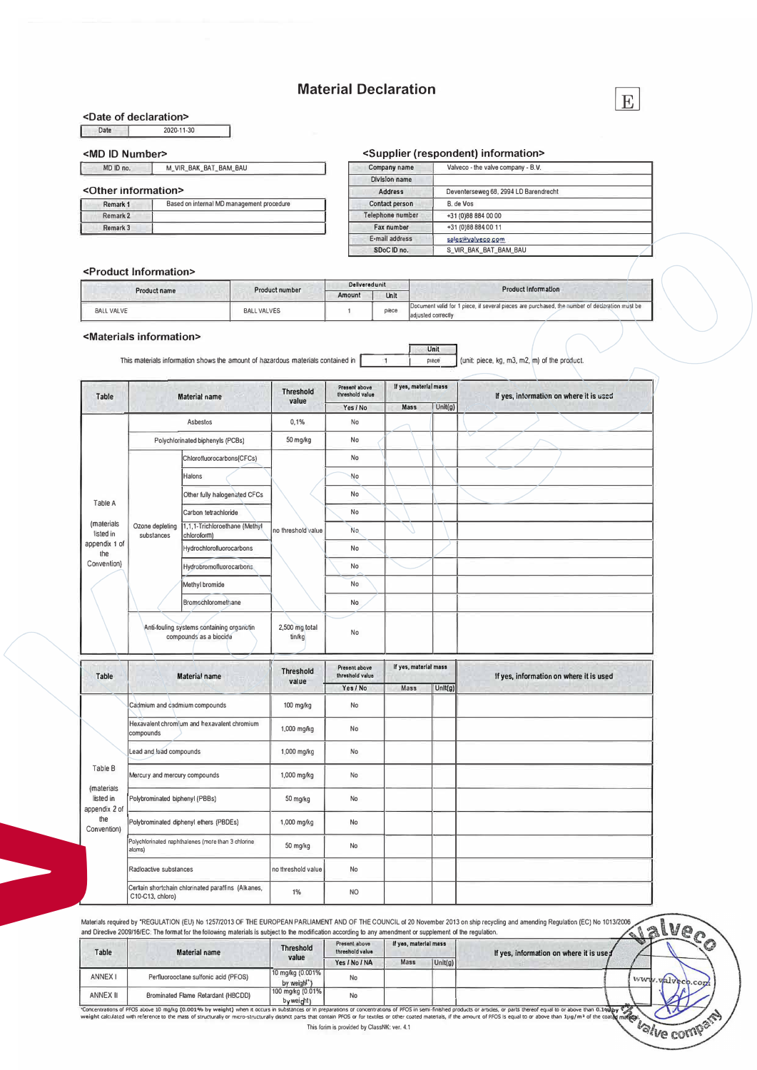# Material Declaration

E

## <Date of declaration>

| Date | 2020-11-30 |
|---|---|

## <MD ID Number>

| MD ID no. | M_VIR_BAK_BAT_BAM_BAU |
|---|---|

## <Other information>

| Remark 1 | Based on internal MD management procedure |
|---|---|
| Remark 2 | |
| Remark 3 | |

## <Supplier (respondent) information>

| Company name | Valveco - the valve company - B.V. |
|---|---|
| Division name | |
| Address | Deventerseweg 68, 2994 LD Barendrecht |
| Contact person | B. de Vos |
| Telephone number | +31 (0)88 884 00 00 |
| Fax number | +31 (0)88 884 00 11 |
| E-mail address | sales@valveco.com |
| SDoC ID no. | S_VIR_BAK_BAT_BAM_BAU |

## <Product Information>

| Product name | Product number | Delivered unit | | Product information |
|---|---|---|---|---|
| | | Amount | Unit | |
| BALL VALVE | BALL VALVES | 1 | piece | Document valid for 1 piece, if several pieces are purchased, the number of declaration must be adjusted correctly |

## <Materials information>

This materials information shows the amount of hazardous materials contained in | 1 | piece | (unit: piece, kg, m3, m2, m) of the product.

| Table | Material name | | Threshold value | Present above threshold value | If yes, material mass | | If yes, information on where it is used |
|---|---|---|---|---|---|---|---|
| | | | | Yes / No | Mass | Unit(g) | |
| Table A (materials listed in appendix 1 of the Convention) | Asbestos | | 0,1% | No | | | |
| | Polychlorinated biphenyls (PCBs) | | 50 mg/kg | No | | | |
| | Ozone depleting substances | Chlorofluorocarbons(CFCs) | no threshold value | No | | | |
| | | Halons | | No | | | |
| | | Other fully halogenated CFCs | | No | | | |
| | | Carbon tetrachloride | | No | | | |
| | | 1,1,1-Trichloroethane (Methyl chloroform) | | No | | | |
| | | Hydrochlorofluorocarbons | | No | | | |
| | | Hydrobromofluorocarbons | | No | | | |
| | | Methyl bromide | | No | | | |
| | | Bromochloromethane | | No | | | |
| | Anti-fouling systems containing organotin compounds as a biocide | | 2,500 mg total tin/kg | No | | | |

| Table | Material name | Threshold value | Present above threshold value | If yes, material mass | | If yes, information on where it is used |
|---|---|---|---|---|---|---|
| | | | Yes / No | Mass | Unit(g) | |
| Table B (materials listed in appendix 2 of the Convention) | Cadmium and cadmium compounds | 100 mg/kg | No | | | |
| | Hexavalent chromium and hexavalent chromium compounds | 1,000 mg/kg | No | | | |
| | Lead and lead compounds | 1,000 mg/kg | No | | | |
| | Mercury and mercury compounds | 1,000 mg/kg | No | | | |
| | Polybrominated biphenyl (PBBs) | 50 mg/kg | No | | | |
| | Polybrominated diphenyl ethers (PBDEs) | 1,000 mg/kg | No | | | |
| | Polychlorinated naphthalenes (more than 3 chlorine atoms) | 50 mg/kg | No | | | |
| | Radioactive substances | no threshold value | No | | | |
| | Certain shortchain chlorinated paraffins (Alkanes, C10-C13, chloro) | 1% | NO | | | |

Materials required by "REGULATION (EU) No 1257/2013 OF THE EUROPEAN PARLIAMENT AND OF THE COUNCIL of 20 November 2013 on ship recycling and amending Regulation (EC) No 1013/2006 and Directive 2009/16/EC. The format for the following materials is subject to the modification according to any amendment or supplement of the regulation.

| Table | Material name | Threshold value | Present above threshold value | If yes, material mass | | If yes, information on where it is used |
|---|---|---|---|---|---|---|
| | | | Yes / No / NA | Mass | Unit(g) | |
| ANNEX I | Perfluorooctane sulfonic acid (PFOS) | 10 mg/kg (0.001% by weight*) | No | | | |
| ANNEX II | Brominated Flame Retardant (HBCDD) | 100 mg/kg (0.01% by weight) | No | | | |

*Concentrations of PFOS above 10 mg/kg (0.001% by weight) when it occurs in substances or in preparations or concentrations of PFOS in semi-finished products or articles, or parts thereof equal to or above than 0.1% by weight calculated with reference to the mass of structurally or micro-structurally distinct parts that contain PFOS or for textiles or other coated materials, if the amount of PFOS is equal to or above than 1μg/m² of the coated material.

This form is provided by ClassNK: ver. 4.1

Valveco www.valveco.com the valve company